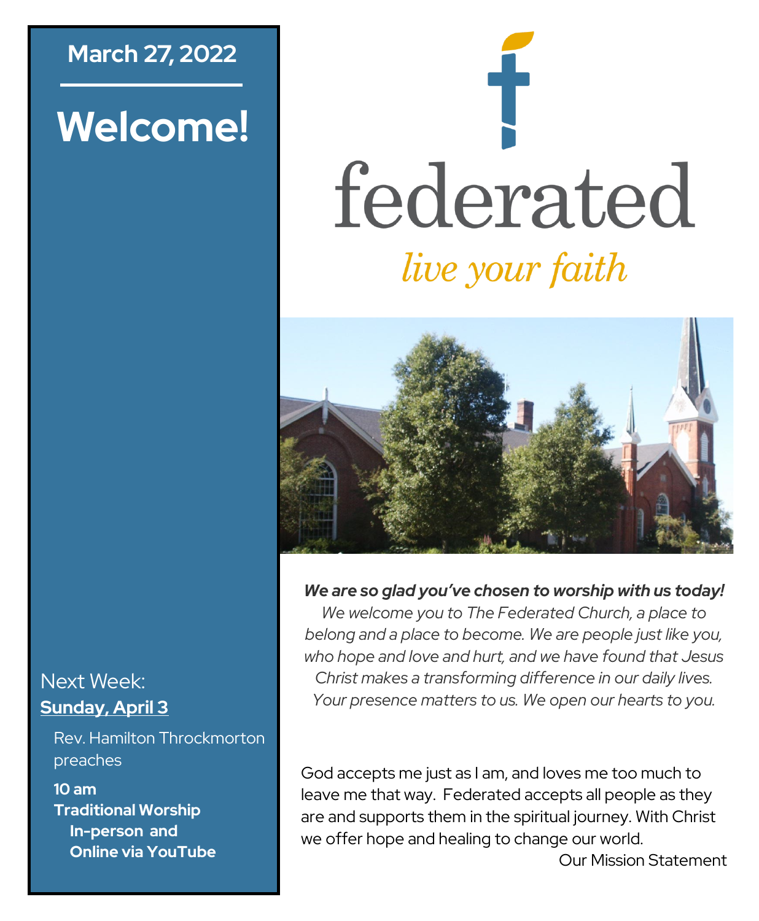March 27, 2022

# Welcome!

# federated

*live your faith*

***We are so glad you've chosen to worship with us today!***
*We welcome you to The Federated Church, a place to belong and a place to become. We are people just like you, who hope and love and hurt, and we have found that Jesus Christ makes a transforming difference in our daily lives. Your presence matters to us. We open our hearts to you.*

God accepts me just as I am, and loves me too much to leave me that way. Federated accepts all people as they are and supports them in the spiritual journey. With Christ we offer hope and healing to change our world.

Our Mission Statement

Next Week:
**Sunday, April 3**

Rev. Hamilton Throckmorton preaches

**10 am**
**Traditional Worship**
**In-person and**
**Online via YouTube**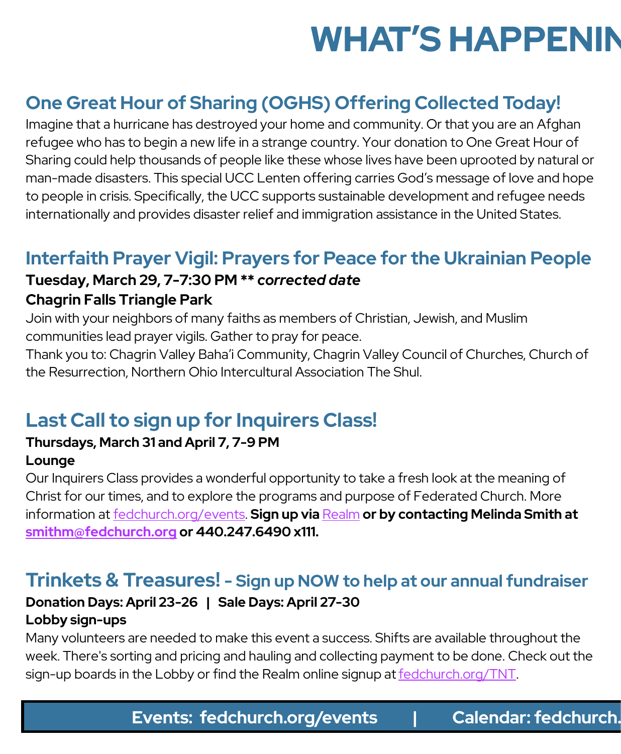# WHAT'S HAPPENIN

## One Great Hour of Sharing (OGHS) Offering Collected Today!

Imagine that a hurricane has destroyed your home and community. Or that you are an Afghan refugee who has to begin a new life in a strange country. Your donation to One Great Hour of Sharing could help thousands of people like these whose lives have been uprooted by natural or man-made disasters. This special UCC Lenten offering carries God's message of love and hope to people in crisis. Specifically, the UCC supports sustainable development and refugee needs internationally and provides disaster relief and immigration assistance in the United States.

## Interfaith Prayer Vigil: Prayers for Peace for the Ukrainian People

**Tuesday, March 29, 7-7:30 PM** ** ***corrected date***

**Chagrin Falls Triangle Park**

Join with your neighbors of many faiths as members of Christian, Jewish, and Muslim communities lead prayer vigils. Gather to pray for peace.

Thank you to: Chagrin Valley Baha'i Community, Chagrin Valley Council of Churches, Church of the Resurrection, Northern Ohio Intercultural Association The Shul.

## Last Call to sign up for Inquirers Class!

**Thursdays, March 31 and April 7, 7-9 PM**

**Lounge**

Our Inquirers Class provides a wonderful opportunity to take a fresh look at the meaning of Christ for our times, and to explore the programs and purpose of Federated Church. More information at fedchurch.org/events. **Sign up via Realm or by contacting Melinda Smith at smithm@fedchurch.org or 440.247.6490 x111.**

## Trinkets & Treasures! - Sign up NOW to help at our annual fundraiser

**Donation Days: April 23-26 | Sale Days: April 27-30**

**Lobby sign-ups**

Many volunteers are needed to make this event a success. Shifts are available throughout the week. There's sorting and pricing and hauling and collecting payment to be done. Check out the sign-up boards in the Lobby or find the Realm online signup at fedchurch.org/TNT.

**Events: fedchurch.org/events | Calendar: fedchurch.**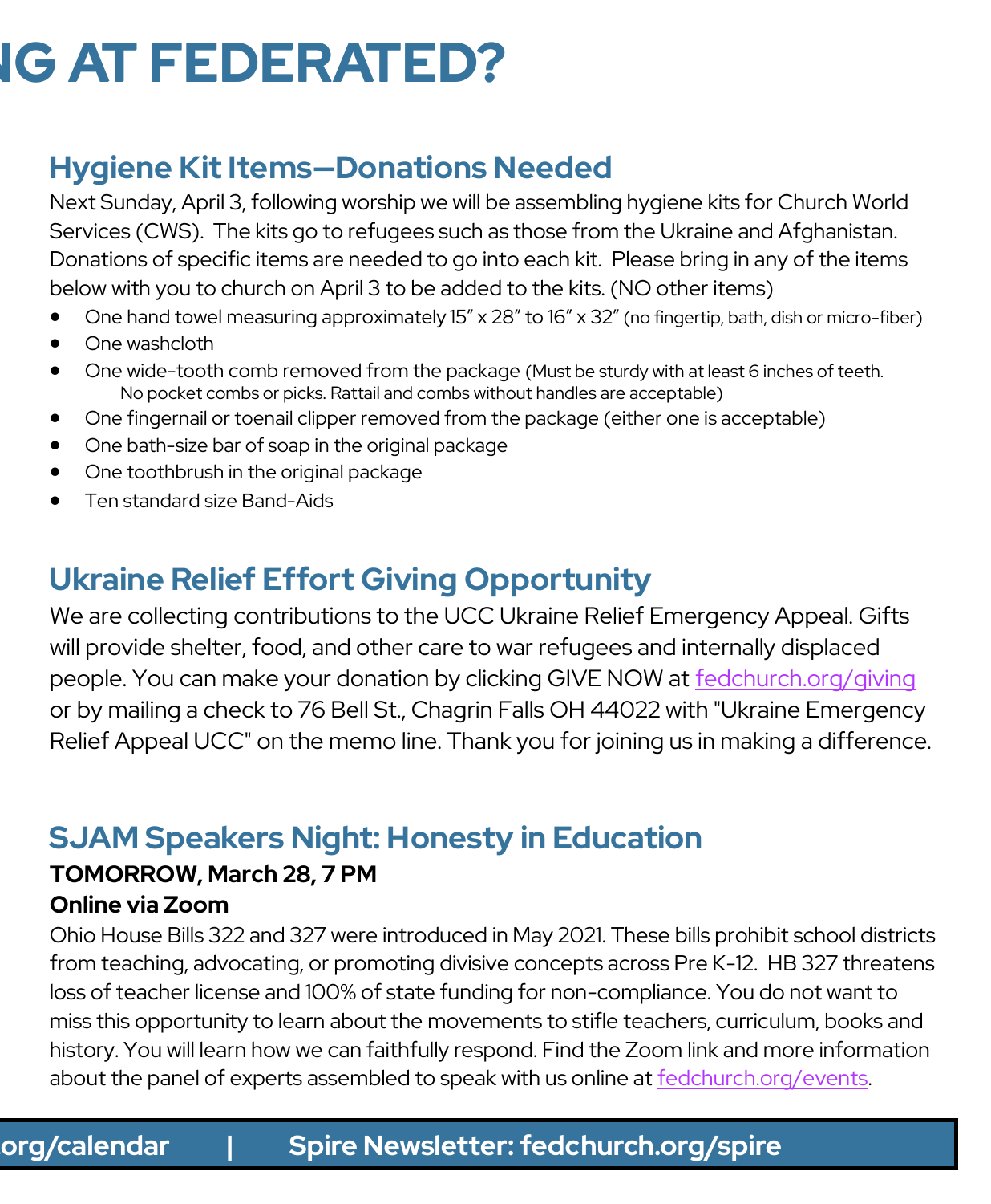# NG AT FEDERATED?

## Hygiene Kit Items—Donations Needed

Next Sunday, April 3, following worship we will be assembling hygiene kits for Church World Services (CWS). The kits go to refugees such as those from the Ukraine and Afghanistan. Donations of specific items are needed to go into each kit. Please bring in any of the items below with you to church on April 3 to be added to the kits. (NO other items)

- One hand towel measuring approximately 15" x 28" to 16" x 32" (no fingertip, bath, dish or micro-fiber)
- One washcloth
- One wide-tooth comb removed from the package (Must be sturdy with at least 6 inches of teeth. No pocket combs or picks. Rattail and combs without handles are acceptable)
- One fingernail or toenail clipper removed from the package (either one is acceptable)
- One bath-size bar of soap in the original package
- One toothbrush in the original package
- Ten standard size Band-Aids

## Ukraine Relief Effort Giving Opportunity

We are collecting contributions to the UCC Ukraine Relief Emergency Appeal. Gifts will provide shelter, food, and other care to war refugees and internally displaced people. You can make your donation by clicking GIVE NOW at fedchurch.org/giving or by mailing a check to 76 Bell St., Chagrin Falls OH 44022 with "Ukraine Emergency Relief Appeal UCC" on the memo line. Thank you for joining us in making a difference.

## SJAM Speakers Night: Honesty in Education

**TOMORROW, March 28, 7 PM**

**Online via Zoom**

Ohio House Bills 322 and 327 were introduced in May 2021. These bills prohibit school districts from teaching, advocating, or promoting divisive concepts across Pre K-12. HB 327 threatens loss of teacher license and 100% of state funding for non-compliance. You do not want to miss this opportunity to learn about the movements to stifle teachers, curriculum, books and history. You will learn how we can faithfully respond. Find the Zoom link and more information about the panel of experts assembled to speak with us online at fedchurch.org/events.

**org/calendar | Spire Newsletter: fedchurch.org/spire**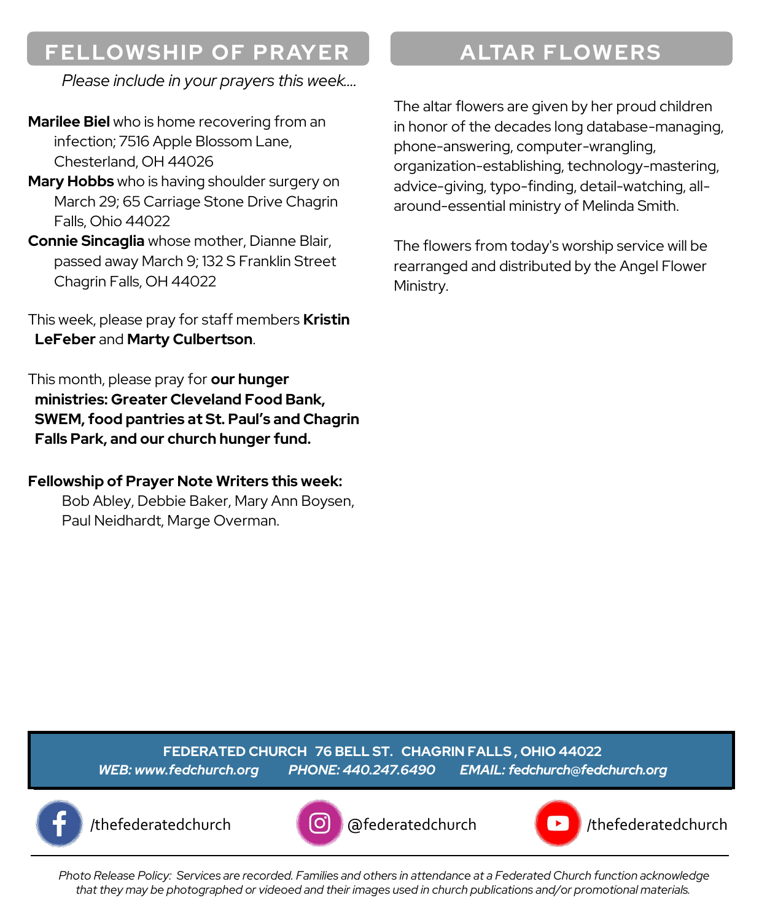## FELLOWSHIP OF PRAYER

*Please include in your prayers this week....*

**Marilee Biel** who is home recovering from an infection; 7516 Apple Blossom Lane, Chesterland, OH 44026

**Mary Hobbs** who is having shoulder surgery on March 29; 65 Carriage Stone Drive Chagrin Falls, Ohio 44022

**Connie Sincaglia** whose mother, Dianne Blair, passed away March 9; 132 S Franklin Street Chagrin Falls, OH 44022

This week, please pray for staff members **Kristin LeFeber** and **Marty Culbertson**.

This month, please pray for **our hunger ministries: Greater Cleveland Food Bank, SWEM, food pantries at St. Paul's and Chagrin Falls Park, and our church hunger fund.**

**Fellowship of Prayer Note Writers this week:**
Bob Abley, Debbie Baker, Mary Ann Boysen, Paul Neidhardt, Marge Overman.

## ALTAR FLOWERS

The altar flowers are given by her proud children in honor of the decades long database-managing, phone-answering, computer-wrangling, organization-establishing, technology-mastering, advice-giving, typo-finding, detail-watching, all-around-essential ministry of Melinda Smith.

The flowers from today's worship service will be rearranged and distributed by the Angel Flower Ministry.

**FEDERATED CHURCH 76 BELL ST. CHAGRIN FALLS , OHIO 44022**
***WEB: www.fedchurch.org PHONE: 440.247.6490 EMAIL: fedchurch@fedchurch.org***

/thefederatedchurch @federatedchurch /thefederatedchurch

*Photo Release Policy: Services are recorded. Families and others in attendance at a Federated Church function acknowledge that they may be photographed or videoed and their images used in church publications and/or promotional materials.*